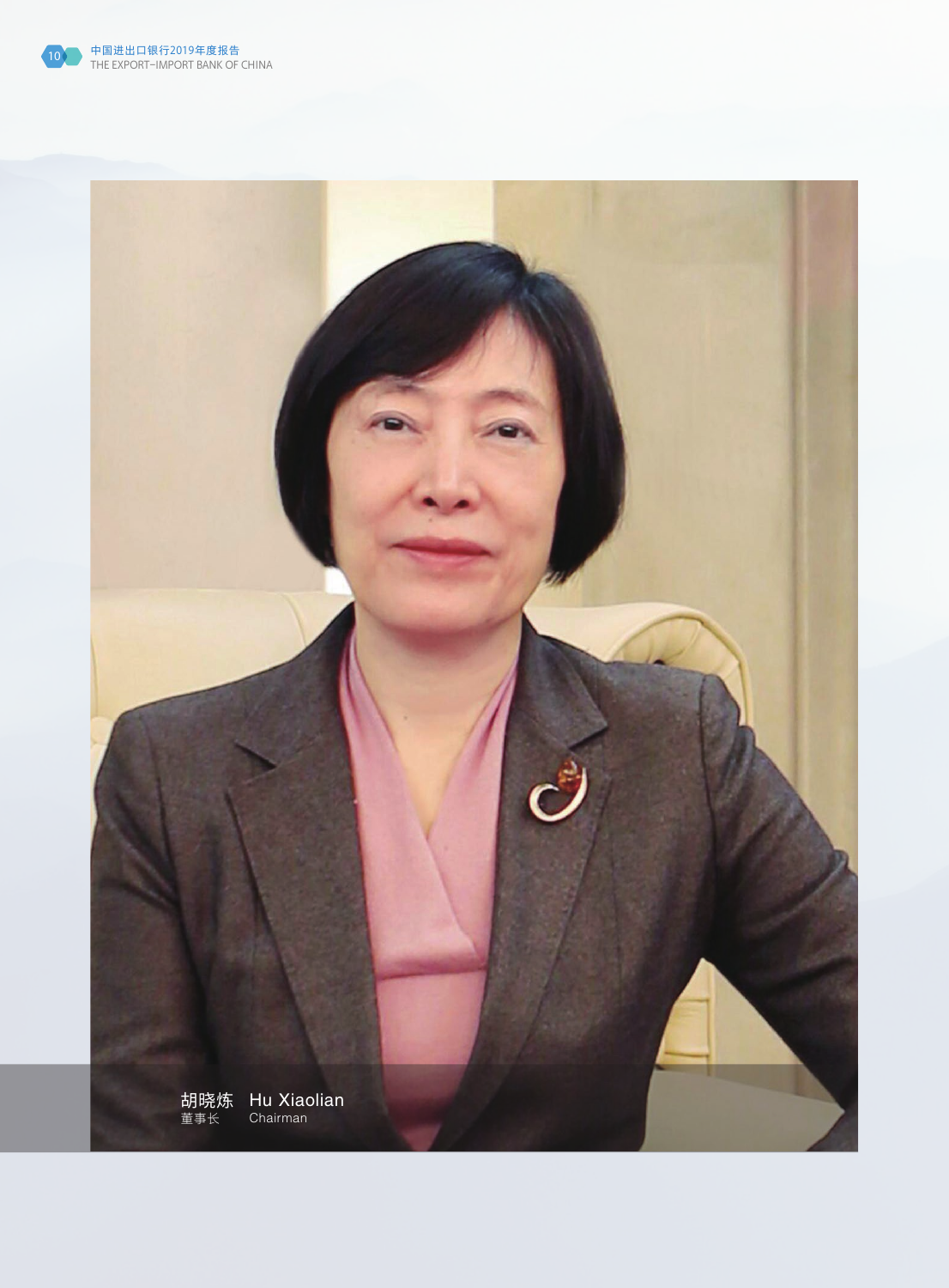胡晓炼 Hu Xiaolian

董事长 Chairman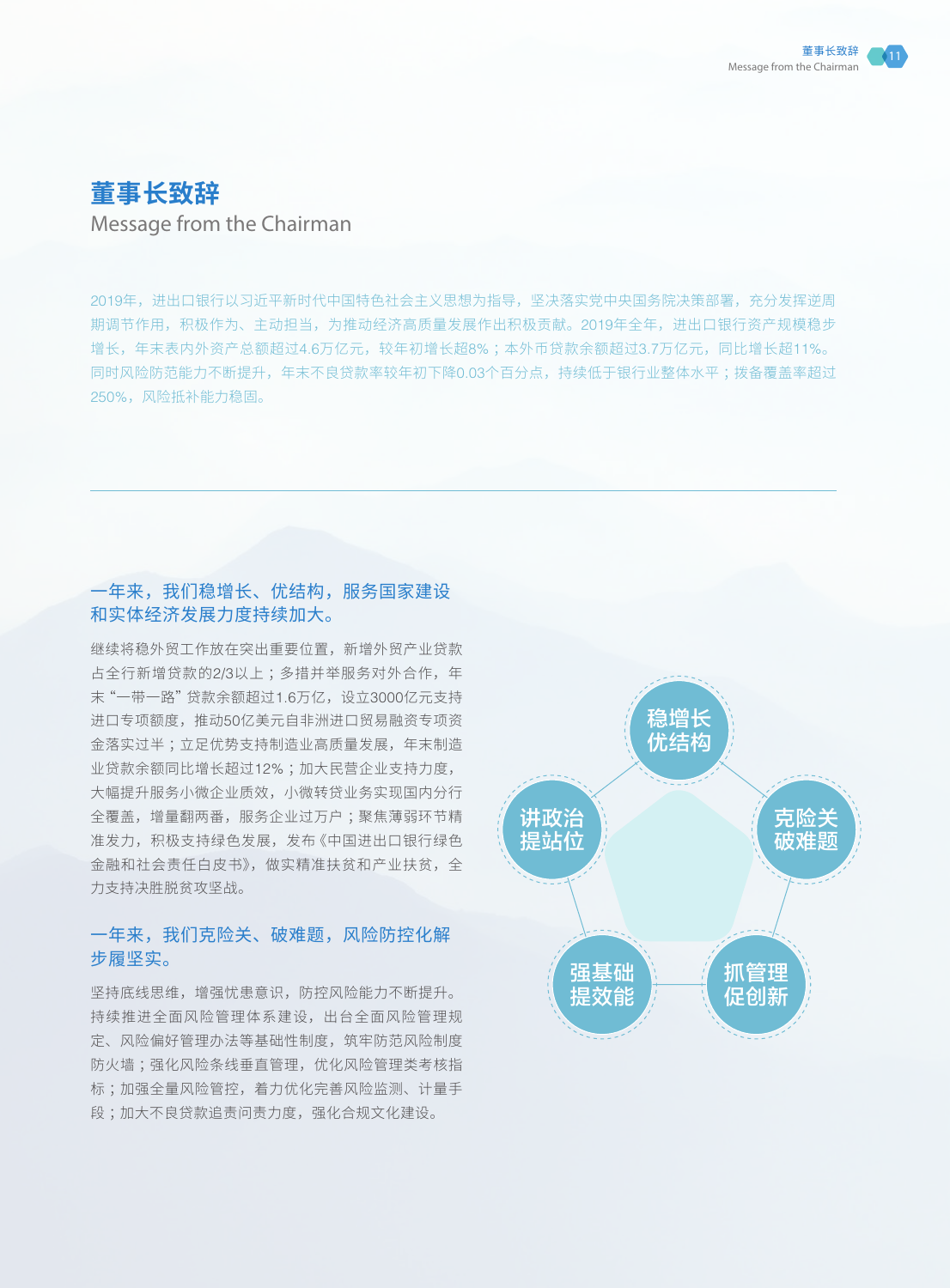# 董事长致辞

Message from the Chairman

2019年，进出口银行以习近平新时代中国特色社会主义思想为指导，坚决落实党中央国务院决策部署，充分发挥逆周期调节作用，积极作为、主动担当，为推动经济高质量发展作出积极贡献。2019年全年，进出口银行资产规模稳步增长，年末表内外资产总额超过4.6万亿元，较年初增长超8%；本外币贷款余额超过3.7万亿元，同比增长超11%。同时风险防范能力不断提升，年末不良贷款率较年初下降0.03个百分点，持续低于银行业整体水平；拨备覆盖率超过250%，风险抵补能力稳固。

---

### 一年来，我们稳增长、优结构，服务国家建设和实体经济发展力度持续加大。

继续将稳外贸工作放在突出重要位置，新增外贸产业贷款占全行新增贷款的2/3以上；多措并举服务对外合作，年末“一带一路”贷款余额超过1.6万亿，设立3000亿元支持进口专项额度，推动50亿美元自非洲进口贸易融资专项资金落实过半；立足优势支持制造业高质量发展，年末制造业贷款余额同比增长超过12%；加大民营企业支持力度，大幅提升服务小微企业质效，小微转贷业务实现国内分行全覆盖，增量翻两番，服务企业过万户；聚焦薄弱环节精准发力，积极支持绿色发展，发布《中国进出口银行绿色金融和社会责任白皮书》，做实精准扶贫和产业扶贫，全力支持决胜脱贫攻坚战。

### 一年来，我们克险关、破难题，风险防控化解步履坚实。

坚持底线思维，增强忧患意识，防控风险能力不断提升。持续推进全面风险管理体系建设，出台全面风险管理规定、风险偏好管理办法等基础性制度，筑牢防范风险制度防火墙；强化风险条线垂直管理，优化风险管理类考核指标；加强全量风险管控，着力优化完善风险监测、计量手段；加大不良贷款追责问责力度，强化合规文化建设。

稳增长优结构

克险关破难题

抓管理促创新

强基础提效能

讲政治提站位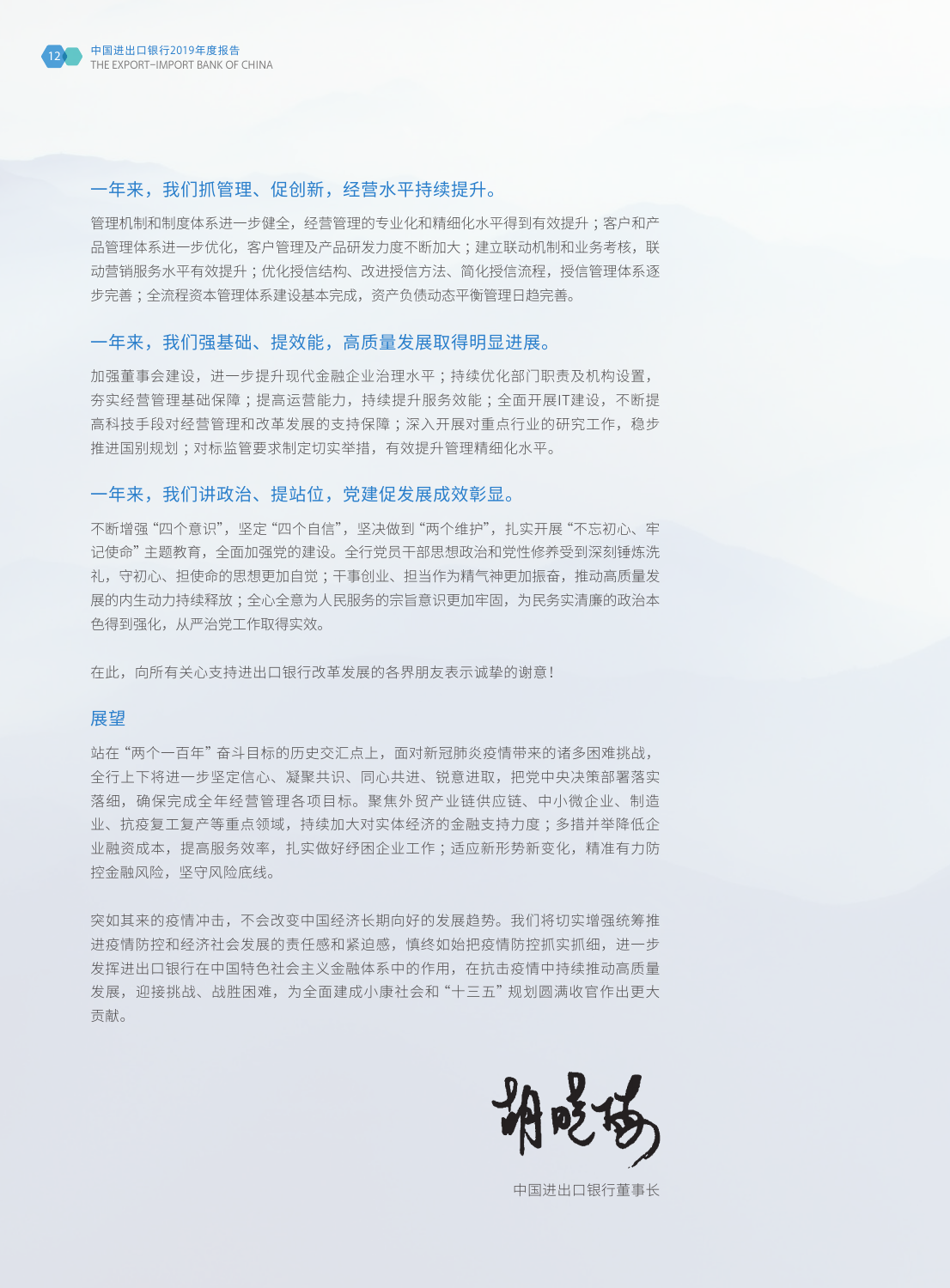## 一年来，我们抓管理、促创新，经营水平持续提升。

管理机制和制度体系进一步健全，经营管理的专业化和精细化水平得到有效提升；客户和产品管理体系进一步优化，客户管理及产品研发力度不断加大；建立联动机制和业务考核，联动营销服务水平有效提升；优化授信结构、改进授信方法、简化授信流程，授信管理体系逐步完善；全流程资本管理体系建设基本完成，资产负债动态平衡管理日趋完善。

## 一年来，我们强基础、提效能，高质量发展取得明显进展。

加强董事会建设，进一步提升现代金融企业治理水平；持续优化部门职责及机构设置，夯实经营管理基础保障；提高运营能力，持续提升服务效能；全面开展IT建设，不断提高科技手段对经营管理和改革发展的支持保障；深入开展对重点行业的研究工作，稳步推进国别规划；对标监管要求制定切实举措，有效提升管理精细化水平。

## 一年来，我们讲政治、提站位，党建促发展成效彰显。

不断增强“四个意识”，坚定“四个自信”，坚决做到“两个维护”，扎实开展“不忘初心、牢记使命”主题教育，全面加强党的建设。全行党员干部思想政治和党性修养受到深刻锤炼洗礼，守初心、担使命的思想更加自觉；干事创业、担当作为精气神更加振奋，推动高质量发展的内生动力持续释放；全心全意为人民服务的宗旨意识更加牢固，为民务实清廉的政治本色得到强化，从严治党工作取得实效。

在此，向所有关心支持进出口银行改革发展的各界朋友表示诚挚的谢意！

## 展望

站在“两个一百年”奋斗目标的历史交汇点上，面对新冠肺炎疫情带来的诸多困难挑战，全行上下将进一步坚定信心、凝聚共识、同心共进、锐意进取，把党中央决策部署落实落细，确保完成全年经营管理各项目标。聚焦外贸产业链供应链、中小微企业、制造业、抗疫复工复产等重点领域，持续加大对实体经济的金融支持力度；多措并举降低企业融资成本，提高服务效率，扎实做好纾困企业工作；适应新形势新变化，精准有力防控金融风险，坚守风险底线。

突如其来的疫情冲击，不会改变中国经济长期向好的发展趋势。我们将切实增强统筹推进疫情防控和经济社会发展的责任感和紧迫感，慎终如始把疫情防控抓实抓细，进一步发挥进出口银行在中国特色社会主义金融体系中的作用，在抗击疫情中持续推动高质量发展，迎接挑战、战胜困难，为全面建成小康社会和“十三五”规划圆满收官作出更大贡献。

胡晓炼

中国进出口银行董事长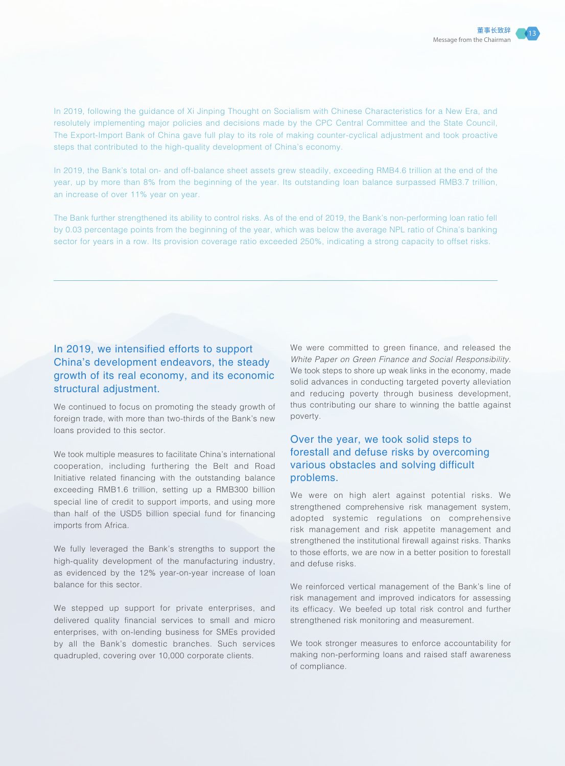In 2019, following the guidance of Xi Jinping Thought on Socialism with Chinese Characteristics for a New Era, and resolutely implementing major policies and decisions made by the CPC Central Committee and the State Council, The Export-Import Bank of China gave full play to its role of making counter-cyclical adjustment and took proactive steps that contributed to the high-quality development of China's economy.

In 2019, the Bank's total on- and off-balance sheet assets grew steadily, exceeding RMB4.6 trillion at the end of the year, up by more than 8% from the beginning of the year. Its outstanding loan balance surpassed RMB3.7 trillion, an increase of over 11% year on year.

The Bank further strengthened its ability to control risks. As of the end of 2019, the Bank's non-performing loan ratio fell by 0.03 percentage points from the beginning of the year, which was below the average NPL ratio of China's banking sector for years in a row. Its provision coverage ratio exceeded 250%, indicating a strong capacity to offset risks.

---

## In 2019, we intensified efforts to support China's development endeavors, the steady growth of its real economy, and its economic structural adjustment.

We continued to focus on promoting the steady growth of foreign trade, with more than two-thirds of the Bank's new loans provided to this sector.

We took multiple measures to facilitate China's international cooperation, including furthering the Belt and Road Initiative related financing with the outstanding balance exceeding RMB1.6 trillion, setting up a RMB300 billion special line of credit to support imports, and using more than half of the USD5 billion special fund for financing imports from Africa.

We fully leveraged the Bank's strengths to support the high-quality development of the manufacturing industry, as evidenced by the 12% year-on-year increase of loan balance for this sector.

We stepped up support for private enterprises, and delivered quality financial services to small and micro enterprises, with on-lending business for SMEs provided by all the Bank's domestic branches. Such services quadrupled, covering over 10,000 corporate clients.

We were committed to green finance, and released the *White Paper on Green Finance and Social Responsibility*. We took steps to shore up weak links in the economy, made solid advances in conducting targeted poverty alleviation and reducing poverty through business development, thus contributing our share to winning the battle against poverty.

## Over the year, we took solid steps to forestall and defuse risks by overcoming various obstacles and solving difficult problems.

We were on high alert against potential risks. We strengthened comprehensive risk management system, adopted systemic regulations on comprehensive risk management and risk appetite management and strengthened the institutional firewall against risks. Thanks to those efforts, we are now in a better position to forestall and defuse risks.

We reinforced vertical management of the Bank's line of risk management and improved indicators for assessing its efficacy. We beefed up total risk control and further strengthened risk monitoring and measurement.

We took stronger measures to enforce accountability for making non-performing loans and raised staff awareness of compliance.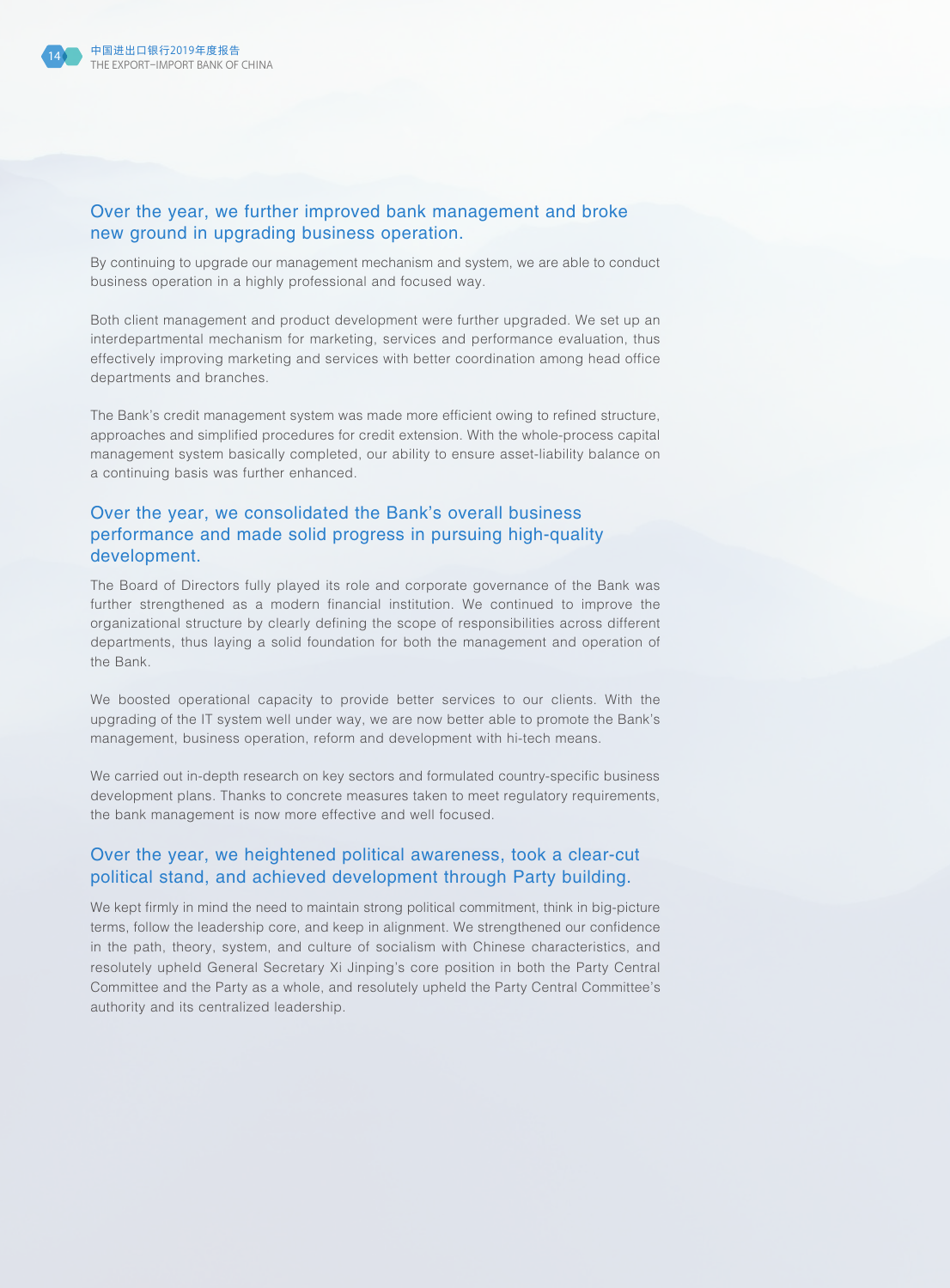## Over the year, we further improved bank management and broke new ground in upgrading business operation.

By continuing to upgrade our management mechanism and system, we are able to conduct business operation in a highly professional and focused way.

Both client management and product development were further upgraded. We set up an interdepartmental mechanism for marketing, services and performance evaluation, thus effectively improving marketing and services with better coordination among head office departments and branches.

The Bank's credit management system was made more efficient owing to refined structure, approaches and simplified procedures for credit extension. With the whole-process capital management system basically completed, our ability to ensure asset-liability balance on a continuing basis was further enhanced.

## Over the year, we consolidated the Bank's overall business performance and made solid progress in pursuing high-quality development.

The Board of Directors fully played its role and corporate governance of the Bank was further strengthened as a modern financial institution. We continued to improve the organizational structure by clearly defining the scope of responsibilities across different departments, thus laying a solid foundation for both the management and operation of the Bank.

We boosted operational capacity to provide better services to our clients. With the upgrading of the IT system well under way, we are now better able to promote the Bank's management, business operation, reform and development with hi-tech means.

We carried out in-depth research on key sectors and formulated country-specific business development plans. Thanks to concrete measures taken to meet regulatory requirements, the bank management is now more effective and well focused.

## Over the year, we heightened political awareness, took a clear-cut political stand, and achieved development through Party building.

We kept firmly in mind the need to maintain strong political commitment, think in big-picture terms, follow the leadership core, and keep in alignment. We strengthened our confidence in the path, theory, system, and culture of socialism with Chinese characteristics, and resolutely upheld General Secretary Xi Jinping's core position in both the Party Central Committee and the Party as a whole, and resolutely upheld the Party Central Committee's authority and its centralized leadership.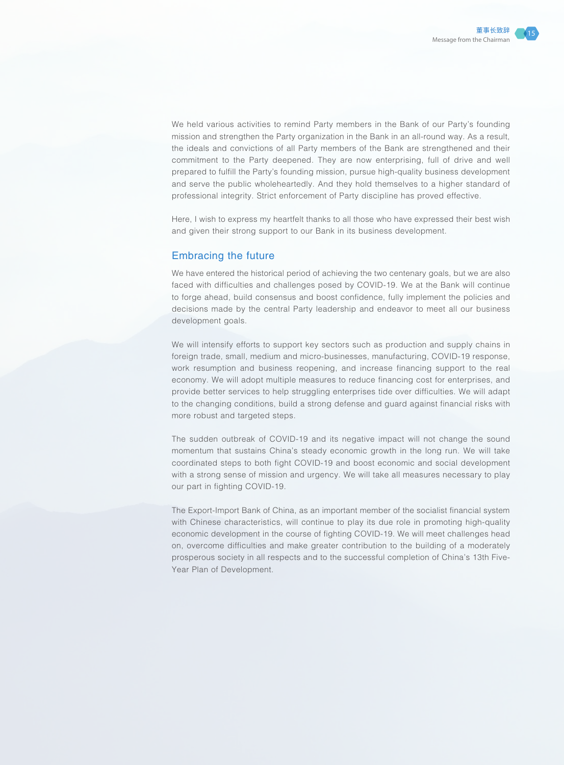We held various activities to remind Party members in the Bank of our Party's founding mission and strengthen the Party organization in the Bank in an all-round way. As a result, the ideals and convictions of all Party members of the Bank are strengthened and their commitment to the Party deepened. They are now enterprising, full of drive and well prepared to fulfill the Party's founding mission, pursue high-quality business development and serve the public wholeheartedly. And they hold themselves to a higher standard of professional integrity. Strict enforcement of Party discipline has proved effective.

Here, I wish to express my heartfelt thanks to all those who have expressed their best wish and given their strong support to our Bank in its business development.

## Embracing the future

We have entered the historical period of achieving the two centenary goals, but we are also faced with difficulties and challenges posed by COVID-19. We at the Bank will continue to forge ahead, build consensus and boost confidence, fully implement the policies and decisions made by the central Party leadership and endeavor to meet all our business development goals.

We will intensify efforts to support key sectors such as production and supply chains in foreign trade, small, medium and micro-businesses, manufacturing, COVID-19 response, work resumption and business reopening, and increase financing support to the real economy. We will adopt multiple measures to reduce financing cost for enterprises, and provide better services to help struggling enterprises tide over difficulties. We will adapt to the changing conditions, build a strong defense and guard against financial risks with more robust and targeted steps.

The sudden outbreak of COVID-19 and its negative impact will not change the sound momentum that sustains China's steady economic growth in the long run. We will take coordinated steps to both fight COVID-19 and boost economic and social development with a strong sense of mission and urgency. We will take all measures necessary to play our part in fighting COVID-19.

The Export-Import Bank of China, as an important member of the socialist financial system with Chinese characteristics, will continue to play its due role in promoting high-quality economic development in the course of fighting COVID-19. We will meet challenges head on, overcome difficulties and make greater contribution to the building of a moderately prosperous society in all respects and to the successful completion of China's 13th Five-Year Plan of Development.